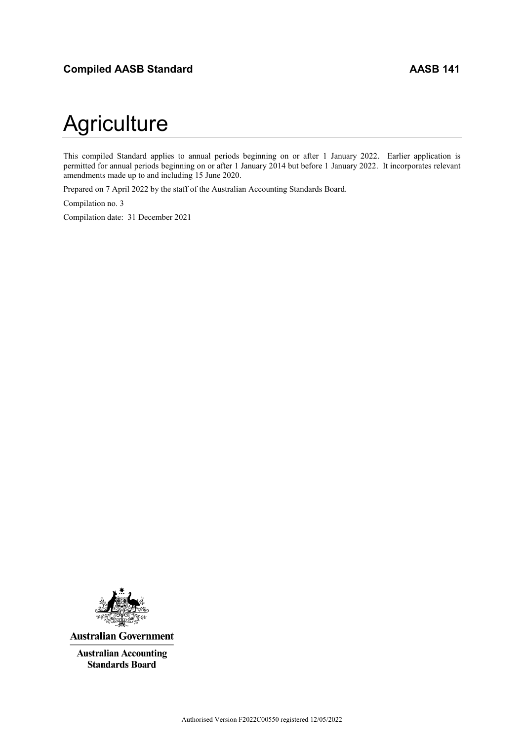**Compiled AASB Standard** **AASB 141**

# Agriculture

This compiled Standard applies to annual periods beginning on or after 1 January 2022. Earlier application is permitted for annual periods beginning on or after 1 January 2014 but before 1 January 2022. It incorporates relevant amendments made up to and including 15 June 2020.

Prepared on 7 April 2022 by the staff of the Australian Accounting Standards Board.

Compilation no. 3

Compilation date: 31 December 2021

**Australian Government**

**Australian Accounting Standards Board**

Authorised Version F2022C00550 registered 12/05/2022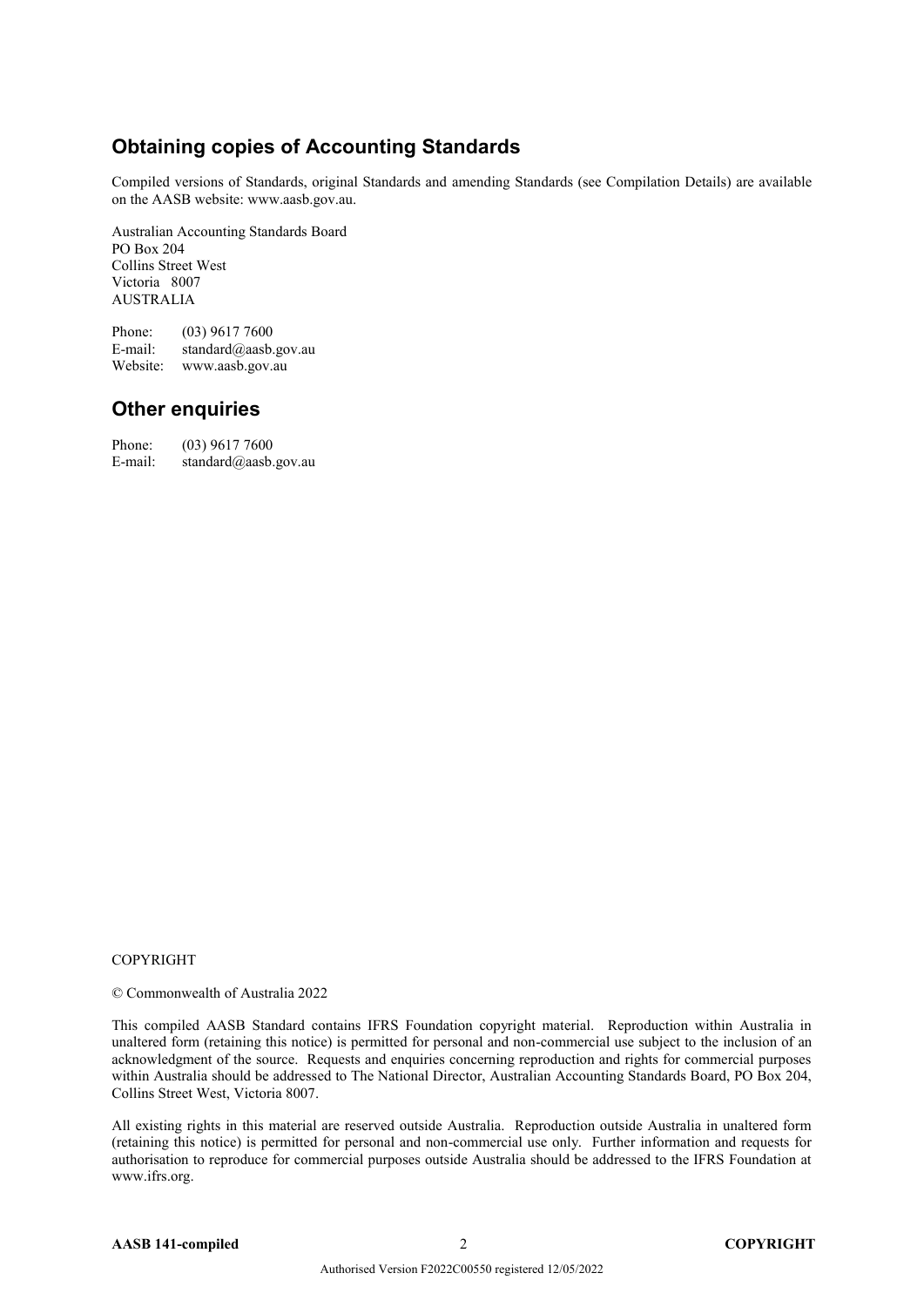## Obtaining copies of Accounting Standards

Compiled versions of Standards, original Standards and amending Standards (see Compilation Details) are available on the AASB website: www.aasb.gov.au.

Australian Accounting Standards Board
PO Box 204
Collins Street West
Victoria 8007
AUSTRALIA

Phone: (03) 9617 7600
E-mail: standard@aasb.gov.au
Website: www.aasb.gov.au

## Other enquiries

Phone: (03) 9617 7600
E-mail: standard@aasb.gov.au

COPYRIGHT

© Commonwealth of Australia 2022

This compiled AASB Standard contains IFRS Foundation copyright material. Reproduction within Australia in unaltered form (retaining this notice) is permitted for personal and non-commercial use subject to the inclusion of an acknowledgment of the source. Requests and enquiries concerning reproduction and rights for commercial purposes within Australia should be addressed to The National Director, Australian Accounting Standards Board, PO Box 204, Collins Street West, Victoria 8007.

All existing rights in this material are reserved outside Australia. Reproduction outside Australia in unaltered form (retaining this notice) is permitted for personal and non-commercial use only. Further information and requests for authorisation to reproduce for commercial purposes outside Australia should be addressed to the IFRS Foundation at www.ifrs.org.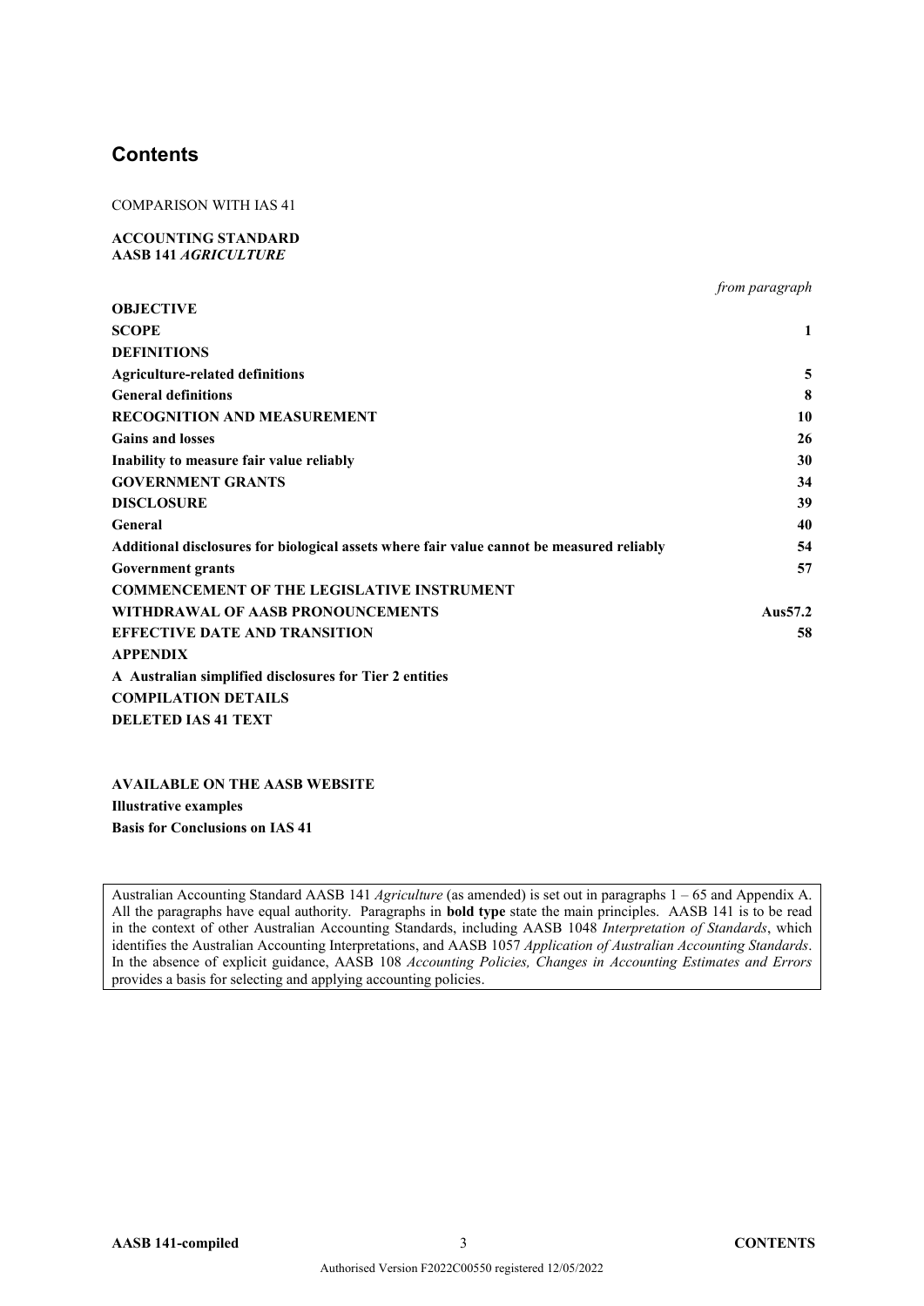# Contents

COMPARISON WITH IAS 41

**ACCOUNTING STANDARD**
**AASB 141 *AGRICULTURE***

| | *from paragraph* |
|---|---|
| **OBJECTIVE** | |
| **SCOPE** | **1** |
| **DEFINITIONS** | |
| **Agriculture-related definitions** | **5** |
| **General definitions** | **8** |
| **RECOGNITION AND MEASUREMENT** | **10** |
| **Gains and losses** | **26** |
| **Inability to measure fair value reliably** | **30** |
| **GOVERNMENT GRANTS** | **34** |
| **DISCLOSURE** | **39** |
| **General** | **40** |
| **Additional disclosures for biological assets where fair value cannot be measured reliably** | **54** |
| **Government grants** | **57** |
| **COMMENCEMENT OF THE LEGISLATIVE INSTRUMENT** | |
| **WITHDRAWAL OF AASB PRONOUNCEMENTS** | **Aus57.2** |
| **EFFECTIVE DATE AND TRANSITION** | **58** |
| **APPENDIX** | |
| **A Australian simplified disclosures for Tier 2 entities** | |
| **COMPILATION DETAILS** | |
| **DELETED IAS 41 TEXT** | |

**AVAILABLE ON THE AASB WEBSITE**
**Illustrative examples**
**Basis for Conclusions on IAS 41**

Australian Accounting Standard AASB 141 *Agriculture* (as amended) is set out in paragraphs 1 – 65 and Appendix A. All the paragraphs have equal authority. Paragraphs in **bold type** state the main principles. AASB 141 is to be read in the context of other Australian Accounting Standards, including AASB 1048 *Interpretation of Standards*, which identifies the Australian Accounting Interpretations, and AASB 1057 *Application of Australian Accounting Standards*. In the absence of explicit guidance, AASB 108 *Accounting Policies, Changes in Accounting Estimates and Errors* provides a basis for selecting and applying accounting policies.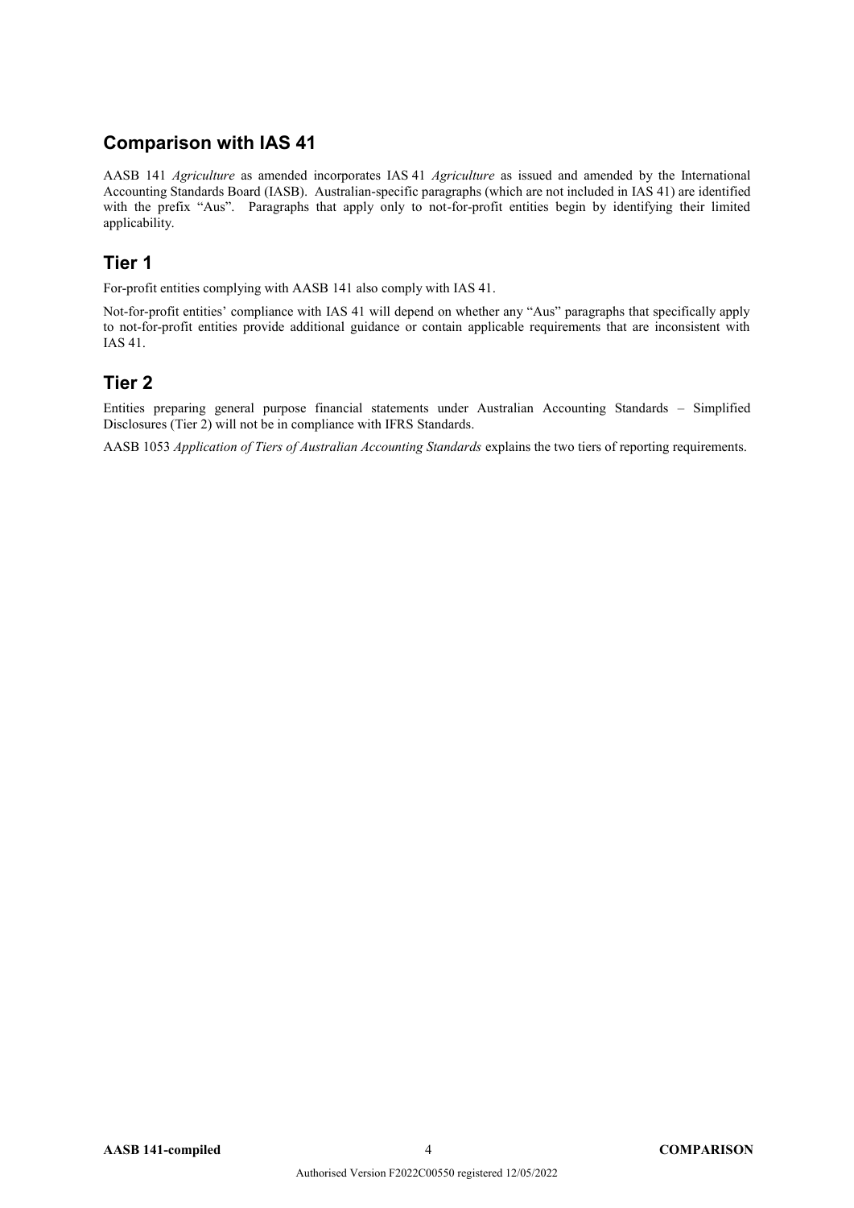## Comparison with IAS 41

AASB 141 *Agriculture* as amended incorporates IAS 41 *Agriculture* as issued and amended by the International Accounting Standards Board (IASB). Australian-specific paragraphs (which are not included in IAS 41) are identified with the prefix "Aus". Paragraphs that apply only to not-for-profit entities begin by identifying their limited applicability.

## Tier 1

For-profit entities complying with AASB 141 also comply with IAS 41.

Not-for-profit entities' compliance with IAS 41 will depend on whether any "Aus" paragraphs that specifically apply to not-for-profit entities provide additional guidance or contain applicable requirements that are inconsistent with IAS 41.

## Tier 2

Entities preparing general purpose financial statements under Australian Accounting Standards – Simplified Disclosures (Tier 2) will not be in compliance with IFRS Standards.

AASB 1053 *Application of Tiers of Australian Accounting Standards* explains the two tiers of reporting requirements.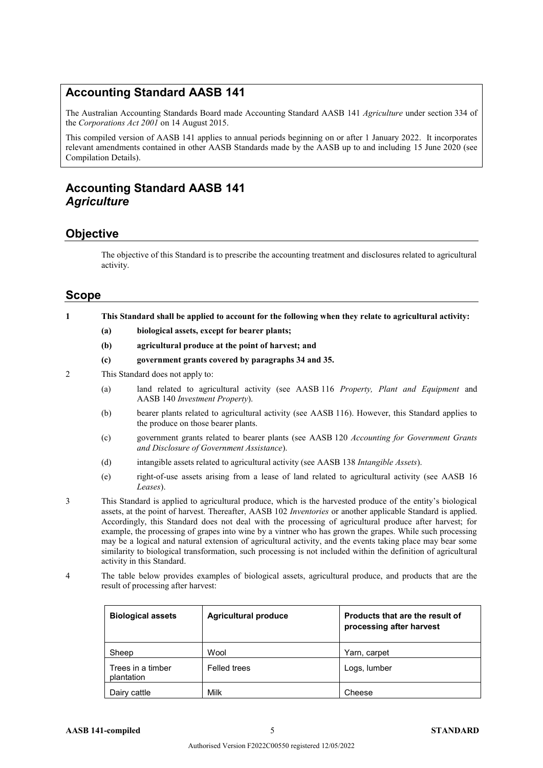## Accounting Standard AASB 141

The Australian Accounting Standards Board made Accounting Standard AASB 141 *Agriculture* under section 334 of the *Corporations Act 2001* on 14 August 2015.

This compiled version of AASB 141 applies to annual periods beginning on or after 1 January 2022. It incorporates relevant amendments contained in other AASB Standards made by the AASB up to and including 15 June 2020 (see Compilation Details).

# Accounting Standard AASB 141 *Agriculture*

## Objective

The objective of this Standard is to prescribe the accounting treatment and disclosures related to agricultural activity.

## Scope

**1 This Standard shall be applied to account for the following when they relate to agricultural activity:**

- **(a) biological assets, except for bearer plants;**
- **(b) agricultural produce at the point of harvest; and**
- **(c) government grants covered by paragraphs 34 and 35.**

2 This Standard does not apply to:

- (a) land related to agricultural activity (see AASB 116 *Property, Plant and Equipment* and AASB 140 *Investment Property*).
- (b) bearer plants related to agricultural activity (see AASB 116). However, this Standard applies to the produce on those bearer plants.
- (c) government grants related to bearer plants (see AASB 120 *Accounting for Government Grants and Disclosure of Government Assistance*).
- (d) intangible assets related to agricultural activity (see AASB 138 *Intangible Assets*).
- (e) right-of-use assets arising from a lease of land related to agricultural activity (see AASB 16 *Leases*).

3 This Standard is applied to agricultural produce, which is the harvested produce of the entity's biological assets, at the point of harvest. Thereafter, AASB 102 *Inventories* or another applicable Standard is applied. Accordingly, this Standard does not deal with the processing of agricultural produce after harvest; for example, the processing of grapes into wine by a vintner who has grown the grapes. While such processing may be a logical and natural extension of agricultural activity, and the events taking place may bear some similarity to biological transformation, such processing is not included within the definition of agricultural activity in this Standard.

4 The table below provides examples of biological assets, agricultural produce, and products that are the result of processing after harvest:

| Biological assets | Agricultural produce | Products that are the result of processing after harvest |
|---|---|---|
| Sheep | Wool | Yarn, carpet |
| Trees in a timber plantation | Felled trees | Logs, lumber |
| Dairy cattle | Milk | Cheese |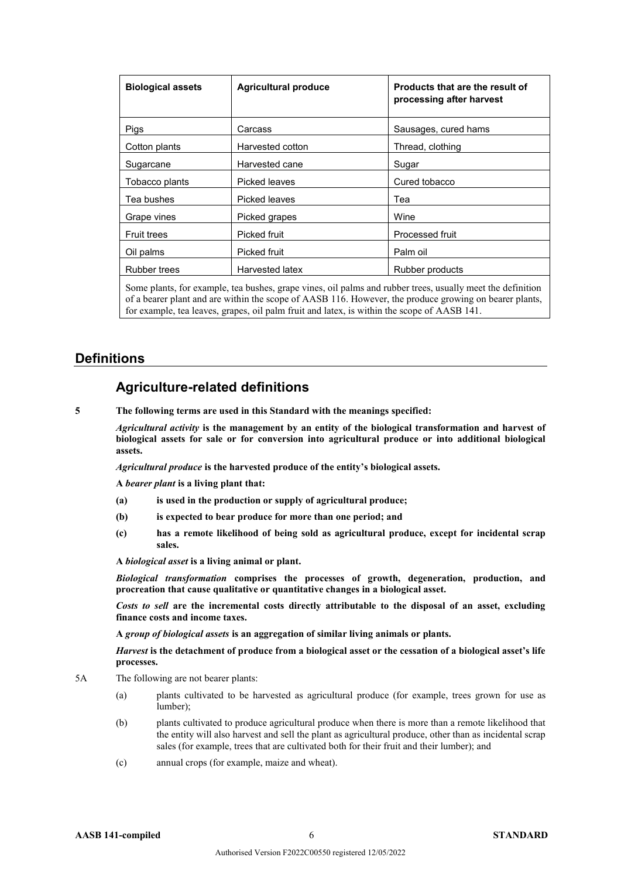| Biological assets | Agricultural produce | Products that are the result of processing after harvest |
|---|---|---|
| Pigs | Carcass | Sausages, cured hams |
| Cotton plants | Harvested cotton | Thread, clothing |
| Sugarcane | Harvested cane | Sugar |
| Tobacco plants | Picked leaves | Cured tobacco |
| Tea bushes | Picked leaves | Tea |
| Grape vines | Picked grapes | Wine |
| Fruit trees | Picked fruit | Processed fruit |
| Oil palms | Picked fruit | Palm oil |
| Rubber trees | Harvested latex | Rubber products |

Some plants, for example, tea bushes, grape vines, oil palms and rubber trees, usually meet the definition of a bearer plant and are within the scope of AASB 116. However, the produce growing on bearer plants, for example, tea leaves, grapes, oil palm fruit and latex, is within the scope of AASB 141.

## Definitions

### Agriculture-related definitions

**5 The following terms are used in this Standard with the meanings specified:**

***Agricultural activity* is the management by an entity of the biological transformation and harvest of biological assets for sale or for conversion into agricultural produce or into additional biological assets.**

***Agricultural produce* is the harvested produce of the entity's biological assets.**

**A *bearer plant* is a living plant that:**

**(a) is used in the production or supply of agricultural produce;**

**(b) is expected to bear produce for more than one period; and**

**(c) has a remote likelihood of being sold as agricultural produce, except for incidental scrap sales.**

**A *biological asset* is a living animal or plant.**

***Biological transformation* comprises the processes of growth, degeneration, production, and procreation that cause qualitative or quantitative changes in a biological asset.**

***Costs to sell* are the incremental costs directly attributable to the disposal of an asset, excluding finance costs and income taxes.**

**A *group of biological assets* is an aggregation of similar living animals or plants.**

***Harvest* is the detachment of produce from a biological asset or the cessation of a biological asset's life processes.**

5A The following are not bearer plants:

(a) plants cultivated to be harvested as agricultural produce (for example, trees grown for use as lumber);

(b) plants cultivated to produce agricultural produce when there is more than a remote likelihood that the entity will also harvest and sell the plant as agricultural produce, other than as incidental scrap sales (for example, trees that are cultivated both for their fruit and their lumber); and

(c) annual crops (for example, maize and wheat).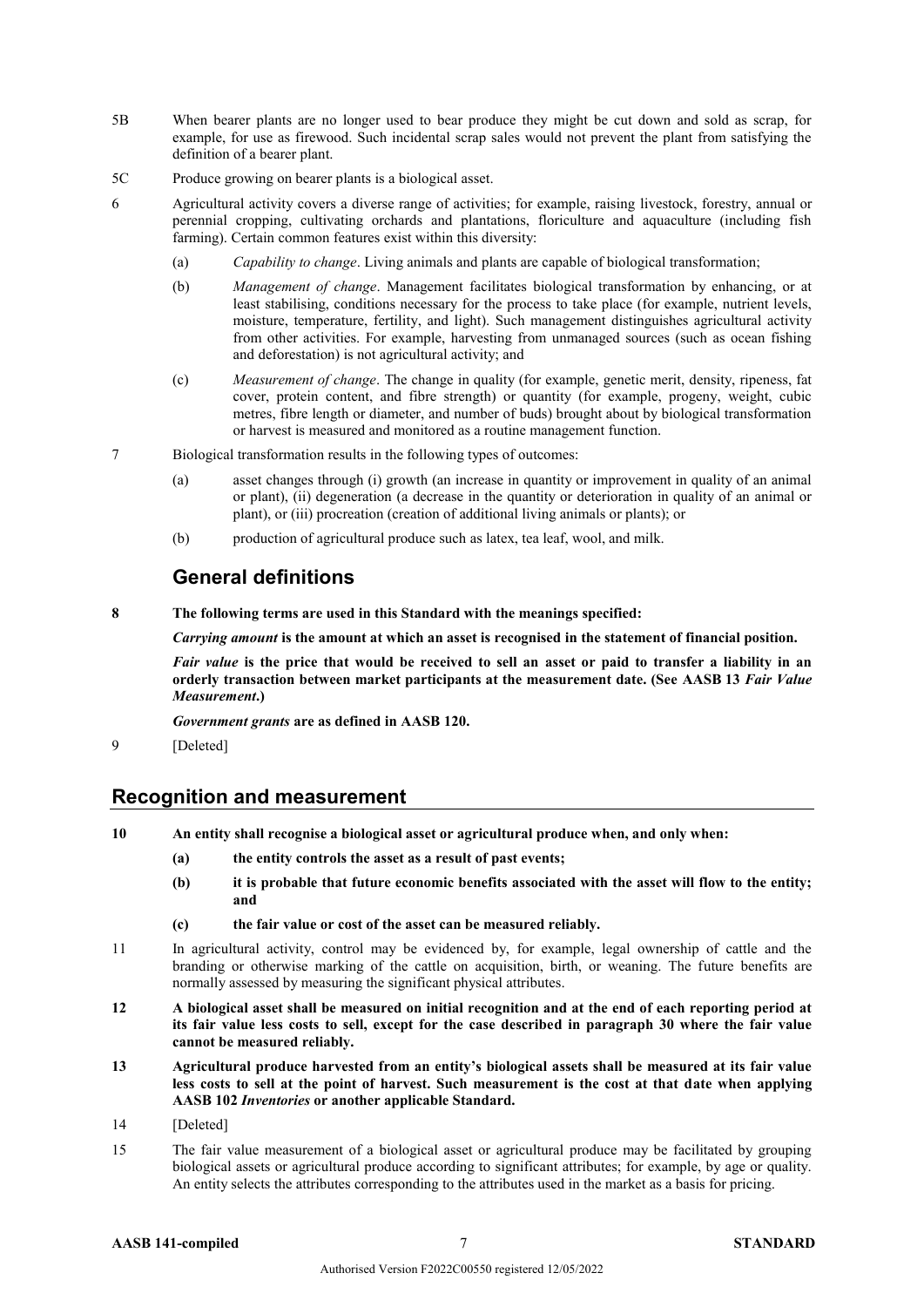5B When bearer plants are no longer used to bear produce they might be cut down and sold as scrap, for example, for use as firewood. Such incidental scrap sales would not prevent the plant from satisfying the definition of a bearer plant.

5C Produce growing on bearer plants is a biological asset.

6 Agricultural activity covers a diverse range of activities; for example, raising livestock, forestry, annual or perennial cropping, cultivating orchards and plantations, floriculture and aquaculture (including fish farming). Certain common features exist within this diversity:

(a) *Capability to change*. Living animals and plants are capable of biological transformation;

(b) *Management of change*. Management facilitates biological transformation by enhancing, or at least stabilising, conditions necessary for the process to take place (for example, nutrient levels, moisture, temperature, fertility, and light). Such management distinguishes agricultural activity from other activities. For example, harvesting from unmanaged sources (such as ocean fishing and deforestation) is not agricultural activity; and

(c) *Measurement of change*. The change in quality (for example, genetic merit, density, ripeness, fat cover, protein content, and fibre strength) or quantity (for example, progeny, weight, cubic metres, fibre length or diameter, and number of buds) brought about by biological transformation or harvest is measured and monitored as a routine management function.

7 Biological transformation results in the following types of outcomes:

(a) asset changes through (i) growth (an increase in quantity or improvement in quality of an animal or plant), (ii) degeneration (a decrease in the quantity or deterioration in quality of an animal or plant), or (iii) procreation (creation of additional living animals or plants); or

(b) production of agricultural produce such as latex, tea leaf, wool, and milk.

## General definitions

**8 The following terms are used in this Standard with the meanings specified:**

***Carrying amount*** **is the amount at which an asset is recognised in the statement of financial position.**

***Fair value*** **is the price that would be received to sell an asset or paid to transfer a liability in an orderly transaction between market participants at the measurement date. (See AASB 13** ***Fair Value Measurement*****.)**

***Government grants*** **are as defined in AASB 120.**

9 [Deleted]

## Recognition and measurement

**10 An entity shall recognise a biological asset or agricultural produce when, and only when:**

**(a) the entity controls the asset as a result of past events;**

**(b) it is probable that future economic benefits associated with the asset will flow to the entity; and**

**(c) the fair value or cost of the asset can be measured reliably.**

11 In agricultural activity, control may be evidenced by, for example, legal ownership of cattle and the branding or otherwise marking of the cattle on acquisition, birth, or weaning. The future benefits are normally assessed by measuring the significant physical attributes.

**12 A biological asset shall be measured on initial recognition and at the end of each reporting period at its fair value less costs to sell, except for the case described in paragraph 30 where the fair value cannot be measured reliably.**

**13 Agricultural produce harvested from an entity's biological assets shall be measured at its fair value less costs to sell at the point of harvest. Such measurement is the cost at that date when applying AASB 102** ***Inventories*** **or another applicable Standard.**

14 [Deleted]

15 The fair value measurement of a biological asset or agricultural produce may be facilitated by grouping biological assets or agricultural produce according to significant attributes; for example, by age or quality. An entity selects the attributes corresponding to the attributes used in the market as a basis for pricing.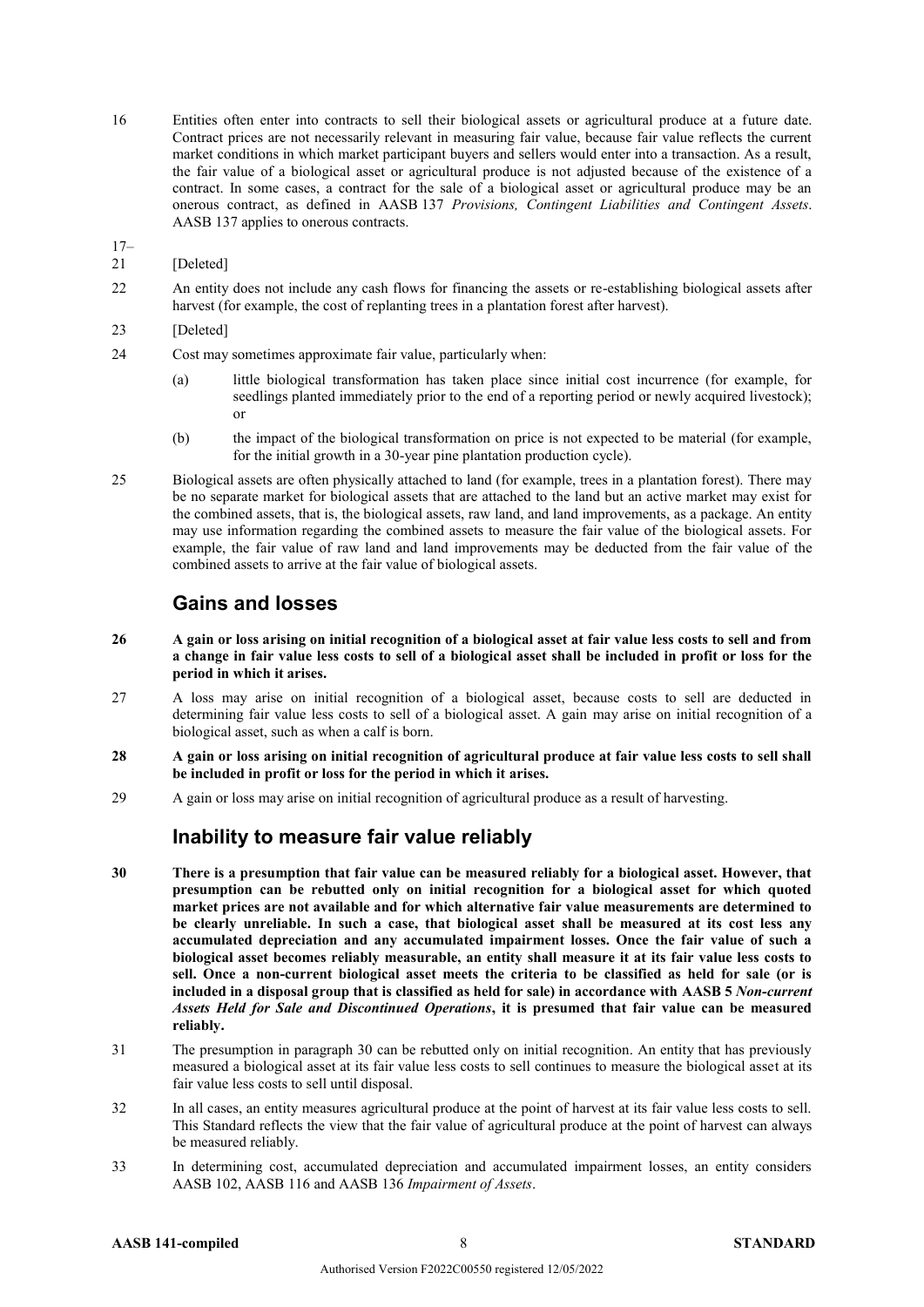16 Entities often enter into contracts to sell their biological assets or agricultural produce at a future date. Contract prices are not necessarily relevant in measuring fair value, because fair value reflects the current market conditions in which market participant buyers and sellers would enter into a transaction. As a result, the fair value of a biological asset or agricultural produce is not adjusted because of the existence of a contract. In some cases, a contract for the sale of a biological asset or agricultural produce may be an onerous contract, as defined in AASB 137 *Provisions, Contingent Liabilities and Contingent Assets*. AASB 137 applies to onerous contracts.

17–21 [Deleted]

22 An entity does not include any cash flows for financing the assets or re-establishing biological assets after harvest (for example, the cost of replanting trees in a plantation forest after harvest).

23 [Deleted]

24 Cost may sometimes approximate fair value, particularly when:

(a) little biological transformation has taken place since initial cost incurrence (for example, for seedlings planted immediately prior to the end of a reporting period or newly acquired livestock); or

(b) the impact of the biological transformation on price is not expected to be material (for example, for the initial growth in a 30-year pine plantation production cycle).

25 Biological assets are often physically attached to land (for example, trees in a plantation forest). There may be no separate market for biological assets that are attached to the land but an active market may exist for the combined assets, that is, the biological assets, raw land, and land improvements, as a package. An entity may use information regarding the combined assets to measure the fair value of the biological assets. For example, the fair value of raw land and land improvements may be deducted from the fair value of the combined assets to arrive at the fair value of biological assets.

## Gains and losses

**26 A gain or loss arising on initial recognition of a biological asset at fair value less costs to sell and from a change in fair value less costs to sell of a biological asset shall be included in profit or loss for the period in which it arises.**

27 A loss may arise on initial recognition of a biological asset, because costs to sell are deducted in determining fair value less costs to sell of a biological asset. A gain may arise on initial recognition of a biological asset, such as when a calf is born.

**28 A gain or loss arising on initial recognition of agricultural produce at fair value less costs to sell shall be included in profit or loss for the period in which it arises.**

29 A gain or loss may arise on initial recognition of agricultural produce as a result of harvesting.

## Inability to measure fair value reliably

**30 There is a presumption that fair value can be measured reliably for a biological asset. However, that presumption can be rebutted only on initial recognition for a biological asset for which quoted market prices are not available and for which alternative fair value measurements are determined to be clearly unreliable. In such a case, that biological asset shall be measured at its cost less any accumulated depreciation and any accumulated impairment losses. Once the fair value of such a biological asset becomes reliably measurable, an entity shall measure it at its fair value less costs to sell. Once a non-current biological asset meets the criteria to be classified as held for sale (or is included in a disposal group that is classified as held for sale) in accordance with AASB 5 *Non-current Assets Held for Sale and Discontinued Operations*, it is presumed that fair value can be measured reliably.**

31 The presumption in paragraph 30 can be rebutted only on initial recognition. An entity that has previously measured a biological asset at its fair value less costs to sell continues to measure the biological asset at its fair value less costs to sell until disposal.

32 In all cases, an entity measures agricultural produce at the point of harvest at its fair value less costs to sell. This Standard reflects the view that the fair value of agricultural produce at the point of harvest can always be measured reliably.

33 In determining cost, accumulated depreciation and accumulated impairment losses, an entity considers AASB 102, AASB 116 and AASB 136 *Impairment of Assets*.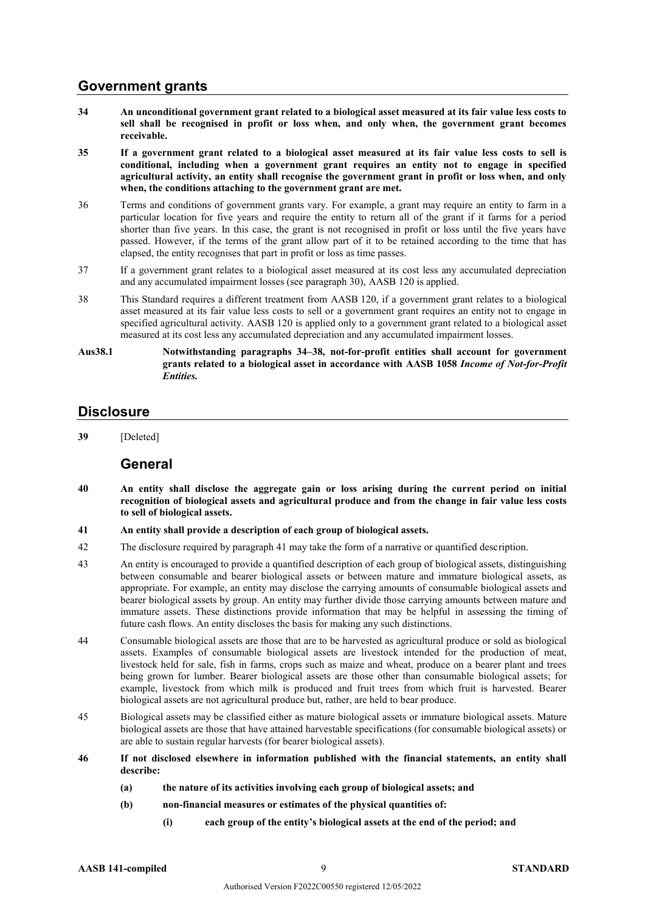## Government grants

**34 An unconditional government grant related to a biological asset measured at its fair value less costs to sell shall be recognised in profit or loss when, and only when, the government grant becomes receivable.**

**35 If a government grant related to a biological asset measured at its fair value less costs to sell is conditional, including when a government grant requires an entity not to engage in specified agricultural activity, an entity shall recognise the government grant in profit or loss when, and only when, the conditions attaching to the government grant are met.**

36 Terms and conditions of government grants vary. For example, a grant may require an entity to farm in a particular location for five years and require the entity to return all of the grant if it farms for a period shorter than five years. In this case, the grant is not recognised in profit or loss until the five years have passed. However, if the terms of the grant allow part of it to be retained according to the time that has elapsed, the entity recognises that part in profit or loss as time passes.

37 If a government grant relates to a biological asset measured at its cost less any accumulated depreciation and any accumulated impairment losses (see paragraph 30), AASB 120 is applied.

38 This Standard requires a different treatment from AASB 120, if a government grant relates to a biological asset measured at its fair value less costs to sell or a government grant requires an entity not to engage in specified agricultural activity. AASB 120 is applied only to a government grant related to a biological asset measured at its cost less any accumulated depreciation and any accumulated impairment losses.

**Aus38.1 Notwithstanding paragraphs 34–38, not-for-profit entities shall account for government grants related to a biological asset in accordance with AASB 1058 *Income of Not-for-Profit Entities.***

## Disclosure

**39** [Deleted]

### General

**40 An entity shall disclose the aggregate gain or loss arising during the current period on initial recognition of biological assets and agricultural produce and from the change in fair value less costs to sell of biological assets.**

**41 An entity shall provide a description of each group of biological assets.**

42 The disclosure required by paragraph 41 may take the form of a narrative or quantified description.

43 An entity is encouraged to provide a quantified description of each group of biological assets, distinguishing between consumable and bearer biological assets or between mature and immature biological assets, as appropriate. For example, an entity may disclose the carrying amounts of consumable biological assets and bearer biological assets by group. An entity may further divide those carrying amounts between mature and immature assets. These distinctions provide information that may be helpful in assessing the timing of future cash flows. An entity discloses the basis for making any such distinctions.

44 Consumable biological assets are those that are to be harvested as agricultural produce or sold as biological assets. Examples of consumable biological assets are livestock intended for the production of meat, livestock held for sale, fish in farms, crops such as maize and wheat, produce on a bearer plant and trees being grown for lumber. Bearer biological assets are those other than consumable biological assets; for example, livestock from which milk is produced and fruit trees from which fruit is harvested. Bearer biological assets are not agricultural produce but, rather, are held to bear produce.

45 Biological assets may be classified either as mature biological assets or immature biological assets. Mature biological assets are those that have attained harvestable specifications (for consumable biological assets) or are able to sustain regular harvests (for bearer biological assets).

**46 If not disclosed elsewhere in information published with the financial statements, an entity shall describe:**

**(a) the nature of its activities involving each group of biological assets; and**

**(b) non-financial measures or estimates of the physical quantities of:**

**(i) each group of the entity's biological assets at the end of the period; and**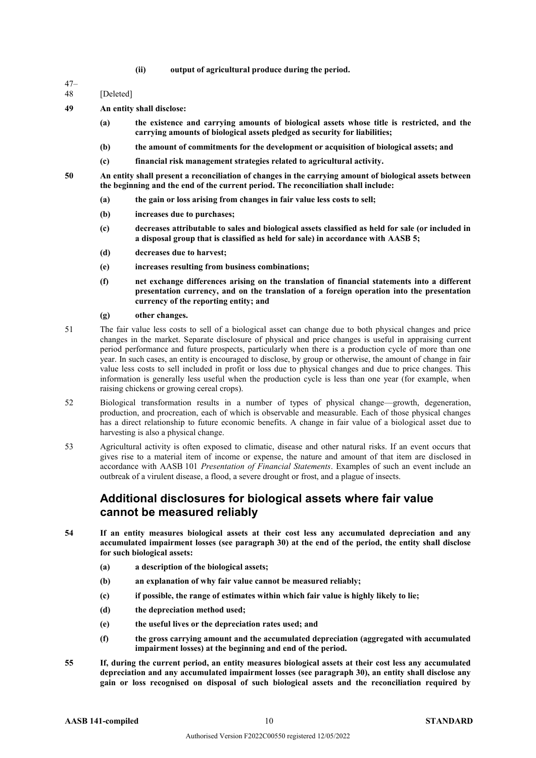**(ii) output of agricultural produce during the period.**

47–48 [Deleted]

**49 An entity shall disclose:**

**(a) the existence and carrying amounts of biological assets whose title is restricted, and the carrying amounts of biological assets pledged as security for liabilities;**

**(b) the amount of commitments for the development or acquisition of biological assets; and**

**(c) financial risk management strategies related to agricultural activity.**

**50 An entity shall present a reconciliation of changes in the carrying amount of biological assets between the beginning and the end of the current period. The reconciliation shall include:**

**(a) the gain or loss arising from changes in fair value less costs to sell;**

**(b) increases due to purchases;**

**(c) decreases attributable to sales and biological assets classified as held for sale (or included in a disposal group that is classified as held for sale) in accordance with AASB 5;**

**(d) decreases due to harvest;**

**(e) increases resulting from business combinations;**

**(f) net exchange differences arising on the translation of financial statements into a different presentation currency, and on the translation of a foreign operation into the presentation currency of the reporting entity; and**

**(g) other changes.**

51 The fair value less costs to sell of a biological asset can change due to both physical changes and price changes in the market. Separate disclosure of physical and price changes is useful in appraising current period performance and future prospects, particularly when there is a production cycle of more than one year. In such cases, an entity is encouraged to disclose, by group or otherwise, the amount of change in fair value less costs to sell included in profit or loss due to physical changes and due to price changes. This information is generally less useful when the production cycle is less than one year (for example, when raising chickens or growing cereal crops).

52 Biological transformation results in a number of types of physical change—growth, degeneration, production, and procreation, each of which is observable and measurable. Each of those physical changes has a direct relationship to future economic benefits. A change in fair value of a biological asset due to harvesting is also a physical change.

53 Agricultural activity is often exposed to climatic, disease and other natural risks. If an event occurs that gives rise to a material item of income or expense, the nature and amount of that item are disclosed in accordance with AASB 101 *Presentation of Financial Statements*. Examples of such an event include an outbreak of a virulent disease, a flood, a severe drought or frost, and a plague of insects.

## Additional disclosures for biological assets where fair value cannot be measured reliably

**54 If an entity measures biological assets at their cost less any accumulated depreciation and any accumulated impairment losses (see paragraph 30) at the end of the period, the entity shall disclose for such biological assets:**

**(a) a description of the biological assets;**

**(b) an explanation of why fair value cannot be measured reliably;**

**(c) if possible, the range of estimates within which fair value is highly likely to lie;**

**(d) the depreciation method used;**

**(e) the useful lives or the depreciation rates used; and**

**(f) the gross carrying amount and the accumulated depreciation (aggregated with accumulated impairment losses) at the beginning and end of the period.**

**55 If, during the current period, an entity measures biological assets at their cost less any accumulated depreciation and any accumulated impairment losses (see paragraph 30), an entity shall disclose any gain or loss recognised on disposal of such biological assets and the reconciliation required by**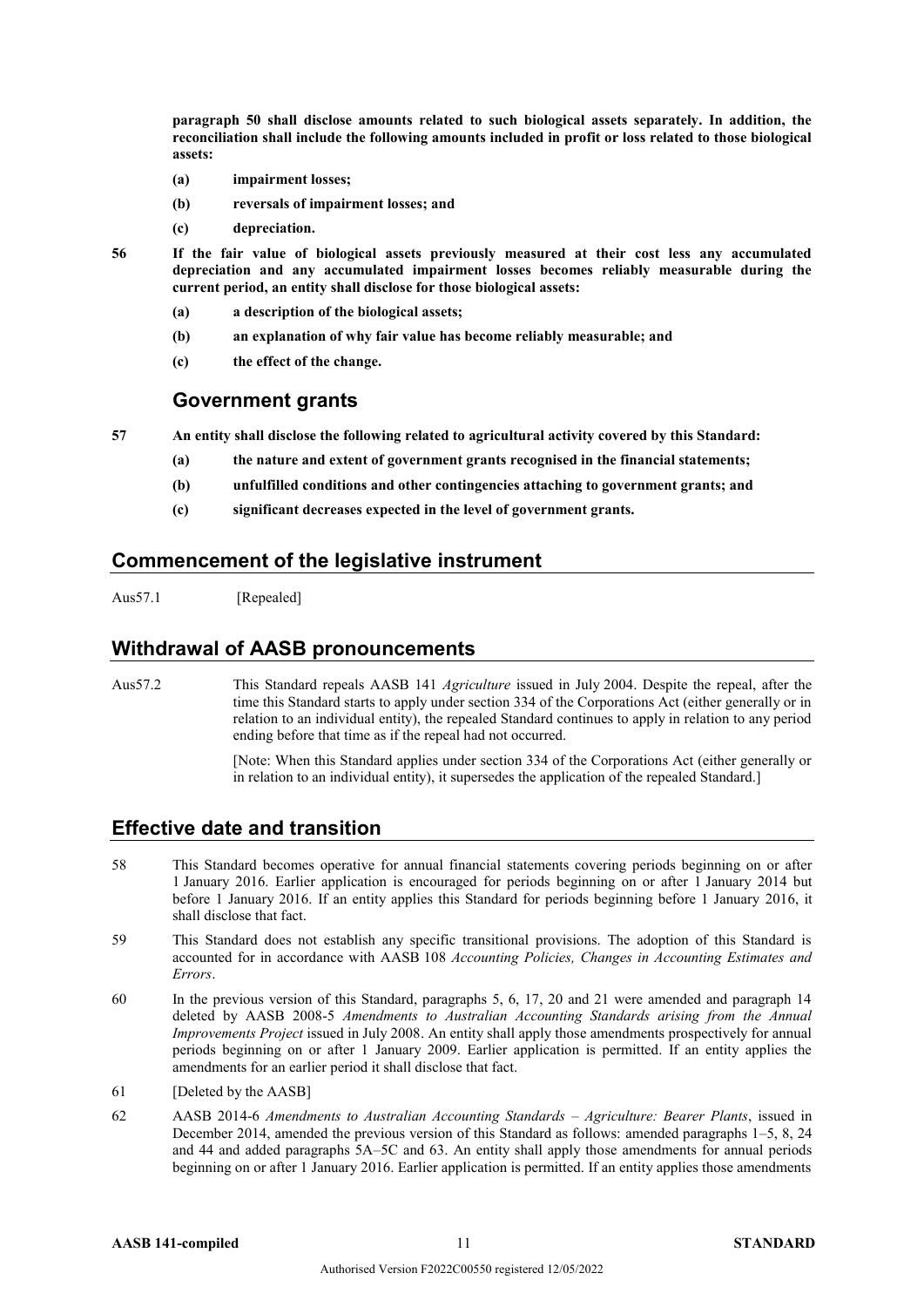**paragraph 50 shall disclose amounts related to such biological assets separately. In addition, the reconciliation shall include the following amounts included in profit or loss related to those biological assets:**

**(a) impairment losses;**

**(b) reversals of impairment losses; and**

**(c) depreciation.**

**56 If the fair value of biological assets previously measured at their cost less any accumulated depreciation and any accumulated impairment losses becomes reliably measurable during the current period, an entity shall disclose for those biological assets:**

**(a) a description of the biological assets;**

**(b) an explanation of why fair value has become reliably measurable; and**

**(c) the effect of the change.**

### Government grants

**57 An entity shall disclose the following related to agricultural activity covered by this Standard:**

**(a) the nature and extent of government grants recognised in the financial statements;**

**(b) unfulfilled conditions and other contingencies attaching to government grants; and**

**(c) significant decreases expected in the level of government grants.**

## Commencement of the legislative instrument

Aus57.1 [Repealed]

## Withdrawal of AASB pronouncements

Aus57.2 This Standard repeals AASB 141 *Agriculture* issued in July 2004. Despite the repeal, after the time this Standard starts to apply under section 334 of the Corporations Act (either generally or in relation to an individual entity), the repealed Standard continues to apply in relation to any period ending before that time as if the repeal had not occurred.

[Note: When this Standard applies under section 334 of the Corporations Act (either generally or in relation to an individual entity), it supersedes the application of the repealed Standard.]

## Effective date and transition

58 This Standard becomes operative for annual financial statements covering periods beginning on or after 1 January 2016. Earlier application is encouraged for periods beginning on or after 1 January 2014 but before 1 January 2016. If an entity applies this Standard for periods beginning before 1 January 2016, it shall disclose that fact.

59 This Standard does not establish any specific transitional provisions. The adoption of this Standard is accounted for in accordance with AASB 108 *Accounting Policies, Changes in Accounting Estimates and Errors*.

60 In the previous version of this Standard, paragraphs 5, 6, 17, 20 and 21 were amended and paragraph 14 deleted by AASB 2008-5 *Amendments to Australian Accounting Standards arising from the Annual Improvements Project* issued in July 2008. An entity shall apply those amendments prospectively for annual periods beginning on or after 1 January 2009. Earlier application is permitted. If an entity applies the amendments for an earlier period it shall disclose that fact.

61 [Deleted by the AASB]

62 AASB 2014-6 *Amendments to Australian Accounting Standards – Agriculture: Bearer Plants*, issued in December 2014, amended the previous version of this Standard as follows: amended paragraphs 1–5, 8, 24 and 44 and added paragraphs 5A–5C and 63. An entity shall apply those amendments for annual periods beginning on or after 1 January 2016. Earlier application is permitted. If an entity applies those amendments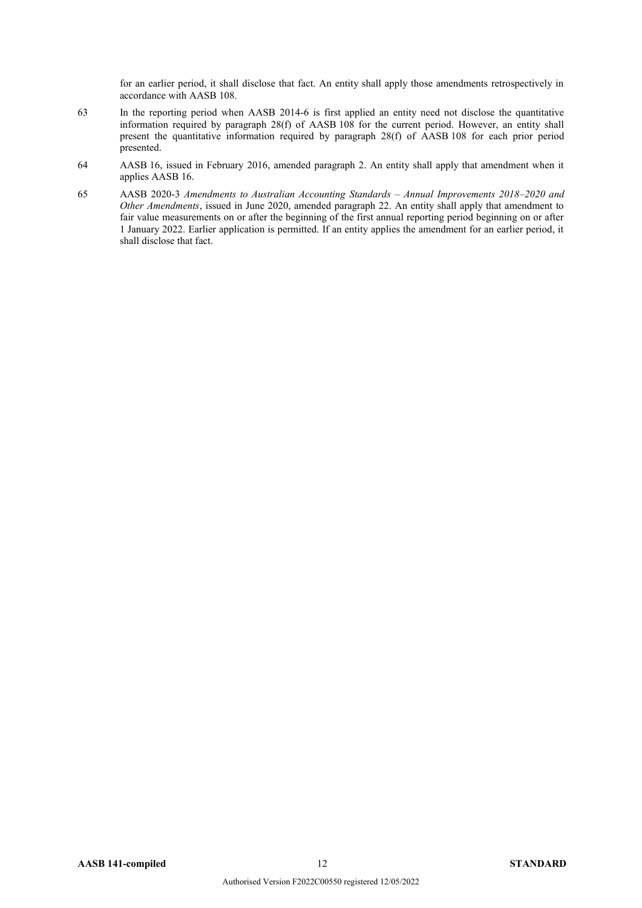for an earlier period, it shall disclose that fact. An entity shall apply those amendments retrospectively in accordance with AASB 108.

63 In the reporting period when AASB 2014-6 is first applied an entity need not disclose the quantitative information required by paragraph 28(f) of AASB 108 for the current period. However, an entity shall present the quantitative information required by paragraph 28(f) of AASB 108 for each prior period presented.

64 AASB 16, issued in February 2016, amended paragraph 2. An entity shall apply that amendment when it applies AASB 16.

65 AASB 2020-3 *Amendments to Australian Accounting Standards – Annual Improvements 2018–2020 and Other Amendments*, issued in June 2020, amended paragraph 22. An entity shall apply that amendment to fair value measurements on or after the beginning of the first annual reporting period beginning on or after 1 January 2022. Earlier application is permitted. If an entity applies the amendment for an earlier period, it shall disclose that fact.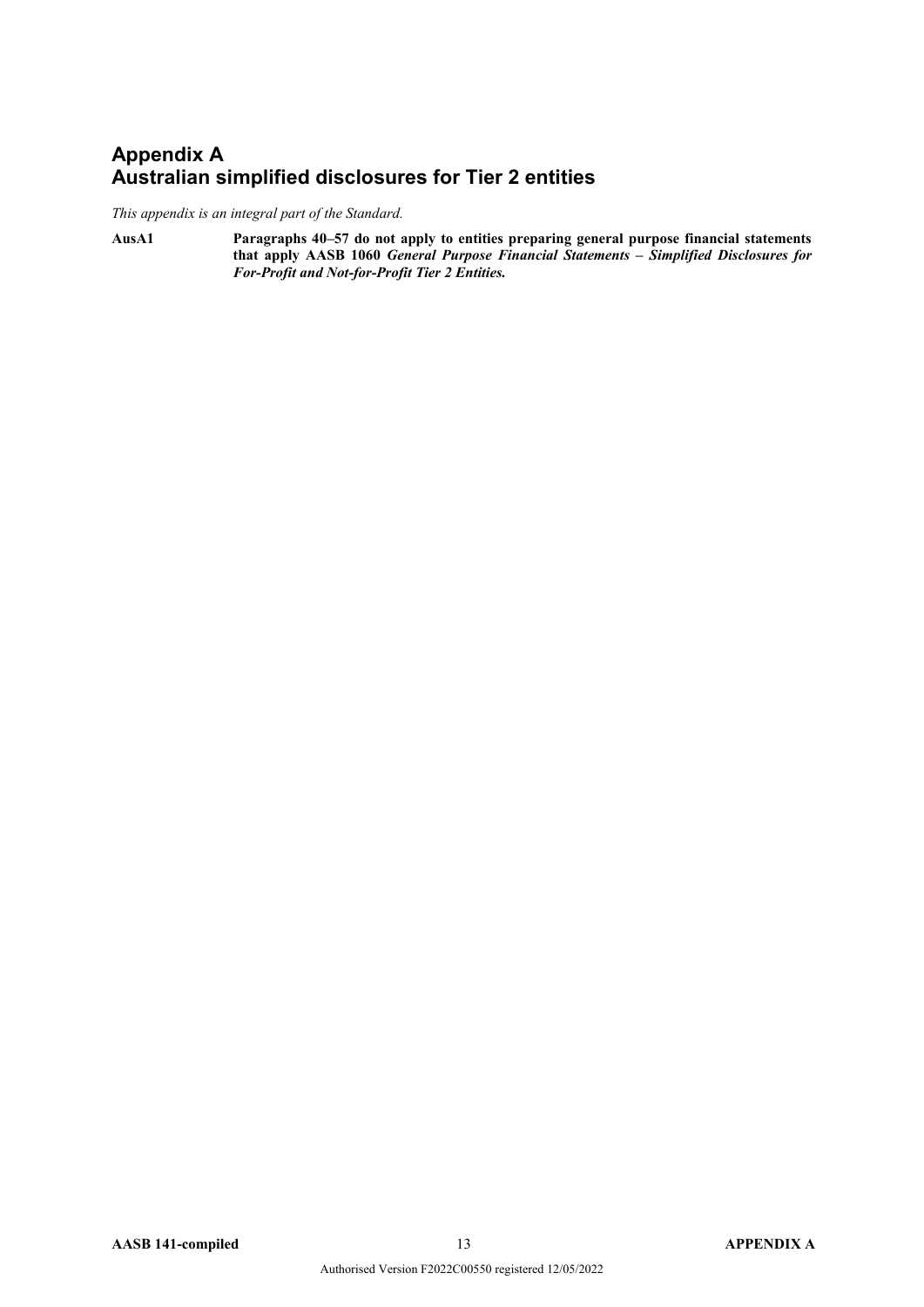# Appendix A
# Australian simplified disclosures for Tier 2 entities

*This appendix is an integral part of the Standard.*

**AusA1** **Paragraphs 40–57 do not apply to entities preparing general purpose financial statements that apply AASB 1060 *General Purpose Financial Statements – Simplified Disclosures for For-Profit and Not-for-Profit Tier 2 Entities.***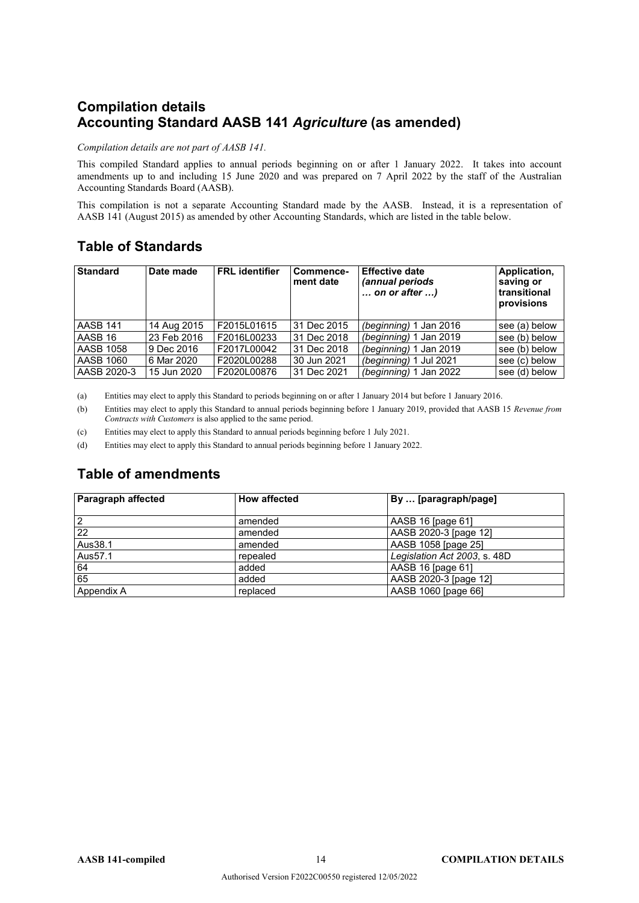## Compilation details
## Accounting Standard AASB 141 *Agriculture* (as amended)

*Compilation details are not part of AASB 141.*

This compiled Standard applies to annual periods beginning on or after 1 January 2022. It takes into account amendments up to and including 15 June 2020 and was prepared on 7 April 2022 by the staff of the Australian Accounting Standards Board (AASB).

This compilation is not a separate Accounting Standard made by the AASB. Instead, it is a representation of AASB 141 (August 2015) as amended by other Accounting Standards, which are listed in the table below.

## Table of Standards

| Standard | Date made | FRL identifier | Commencement date | Effective date *(annual periods … on or after …)* | Application, saving or transitional provisions |
|---|---|---|---|---|---|
| AASB 141 | 14 Aug 2015 | F2015L01615 | 31 Dec 2015 | *(beginning)* 1 Jan 2016 | see (a) below |
| AASB 16 | 23 Feb 2016 | F2016L00233 | 31 Dec 2018 | *(beginning)* 1 Jan 2019 | see (b) below |
| AASB 1058 | 9 Dec 2016 | F2017L00042 | 31 Dec 2018 | *(beginning)* 1 Jan 2019 | see (b) below |
| AASB 1060 | 6 Mar 2020 | F2020L00288 | 30 Jun 2021 | *(beginning)* 1 Jul 2021 | see (c) below |
| AASB 2020-3 | 15 Jun 2020 | F2020L00876 | 31 Dec 2021 | *(beginning)* 1 Jan 2022 | see (d) below |

(a) Entities may elect to apply this Standard to periods beginning on or after 1 January 2014 but before 1 January 2016.

(b) Entities may elect to apply this Standard to annual periods beginning before 1 January 2019, provided that AASB 15 *Revenue from Contracts with Customers* is also applied to the same period.

(c) Entities may elect to apply this Standard to annual periods beginning before 1 July 2021.

(d) Entities may elect to apply this Standard to annual periods beginning before 1 January 2022.

## Table of amendments

| Paragraph affected | How affected | By … [paragraph/page] |
|---|---|---|
| 2 | amended | AASB 16 [page 61] |
| 22 | amended | AASB 2020-3 [page 12] |
| Aus38.1 | amended | AASB 1058 [page 25] |
| Aus57.1 | repealed | *Legislation Act 2003*, s. 48D |
| 64 | added | AASB 16 [page 61] |
| 65 | added | AASB 2020-3 [page 12] |
| Appendix A | replaced | AASB 1060 [page 66] |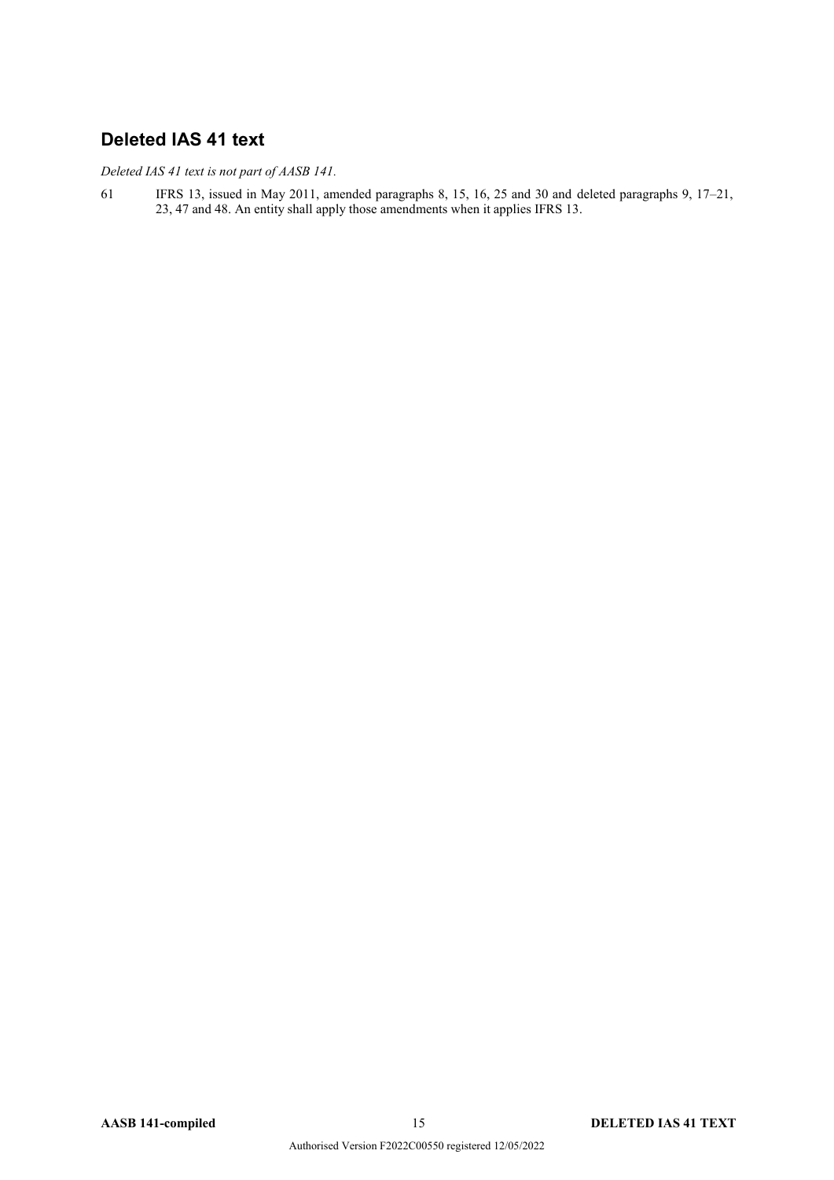## Deleted IAS 41 text

*Deleted IAS 41 text is not part of AASB 141.*

61 IFRS 13, issued in May 2011, amended paragraphs 8, 15, 16, 25 and 30 and deleted paragraphs 9, 17–21, 23, 47 and 48. An entity shall apply those amendments when it applies IFRS 13.